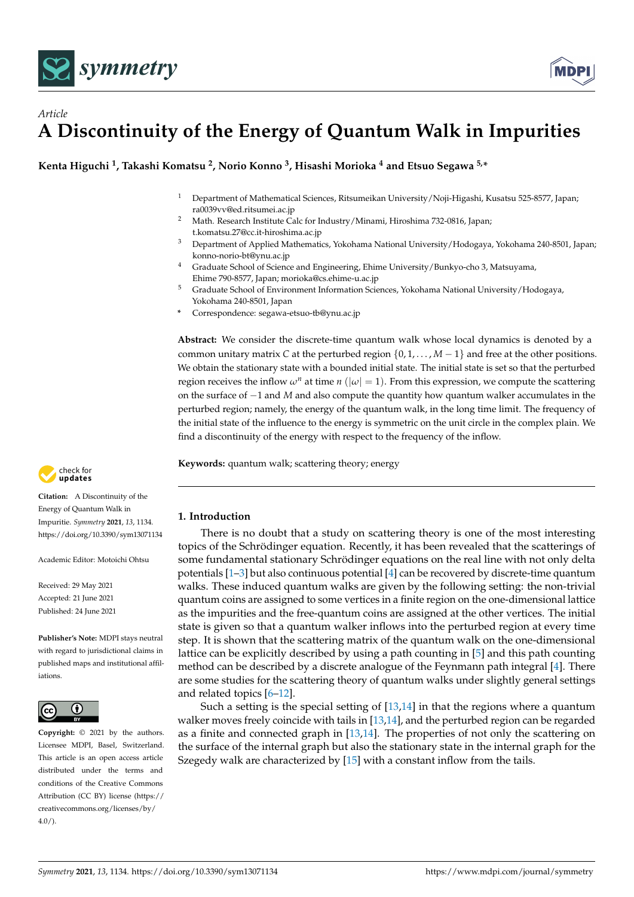*Article*

# A Discontinuity of the Energy of Quantum Walk in Impurities

**Kenta Higuchi [1], Takashi Komatsu [2], Norio Konno [3], Hisashi Morioka [4] and Etsuo Segawa [5,*]**

1. Department of Mathematical Sciences, Ritsumeikan University/Noji-Higashi, Kusatsu 525-8577, Japan; ra0039vv@ed.ritsumei.ac.jp
2. Math. Research Institute Calc for Industry/Minami, Hiroshima 732-0816, Japan; t.komatsu.27@cc.it-hiroshima.ac.jp
3. Department of Applied Mathematics, Yokohama National University/Hodogaya, Yokohama 240-8501, Japan; konno-norio-bt@ynu.ac.jp
4. Graduate School of Science and Engineering, Ehime University/Bunkyo-cho 3, Matsuyama, Ehime 790-8577, Japan; morioka@cs.ehime-u.ac.jp
5. Graduate School of Environment Information Sciences, Yokohama National University/Hodogaya, Yokohama 240-8501, Japan

\* Correspondence: segawa-etsuo-tb@ynu.ac.jp

**Abstract:** We consider the discrete-time quantum walk whose local dynamics is denoted by a common unitary matrix $C$ at the perturbed region $\{0, 1, \ldots, M-1\}$ and free at the other positions. We obtain the stationary state with a bounded initial state. The initial state is set so that the perturbed region receives the inflow $\omega^n$ at time $n$ ($|\omega| = 1$). From this expression, we compute the scattering on the surface of $-1$ and $M$ and also compute the quantity how quantum walker accumulates in the perturbed region; namely, the energy of the quantum walk, in the long time limit. The frequency of the initial state of the influence to the energy is symmetric on the unit circle in the complex plain. We find a discontinuity of the energy with respect to the frequency of the inflow.

**Keywords:** quantum walk; scattering theory; energy

**Citation:** A Discontinuity of the Energy of Quantum Walk in Impuritie. *Symmetry* **2021**, *13*, 1134. https://doi.org/10.3390/sym13071134

Academic Editor: Motoichi Ohtsu

Received: 29 May 2021
Accepted: 21 June 2021
Published: 24 June 2021

**Publisher's Note:** MDPI stays neutral with regard to jurisdictional claims in published maps and institutional affiliations.

**Copyright:** © 2021 by the authors. Licensee MDPI, Basel, Switzerland. This article is an open access article distributed under the terms and conditions of the Creative Commons Attribution (CC BY) license (https://creativecommons.org/licenses/by/4.0/).

## 1. Introduction

There is no doubt that a study on scattering theory is one of the most interesting topics of the Schrödinger equation. Recently, it has been revealed that the scatterings of some fundamental stationary Schrödinger equations on the real line with not only delta potentials [1–3] but also continuous potential [4] can be recovered by discrete-time quantum walks. These induced quantum walks are given by the following setting: the non-trivial quantum coins are assigned to some vertices in a finite region on the one-dimensional lattice as the impurities and the free-quantum coins are assigned at the other vertices. The initial state is given so that a quantum walker inflows into the perturbed region at every time step. It is shown that the scattering matrix of the quantum walk on the one-dimensional lattice can be explicitly described by using a path counting in [5] and this path counting method can be described by a discrete analogue of the Feynmann path integral [4]. There are some studies for the scattering theory of quantum walks under slightly general settings and related topics [6–12].

Such a setting is the special setting of [13,14] in that the regions where a quantum walker moves freely coincide with tails in [13,14], and the perturbed region can be regarded as a finite and connected graph in [13,14]. The properties of not only the scattering on the surface of the internal graph but also the stationary state in the internal graph for the Szegedy walk are characterized by [15] with a constant inflow from the tails.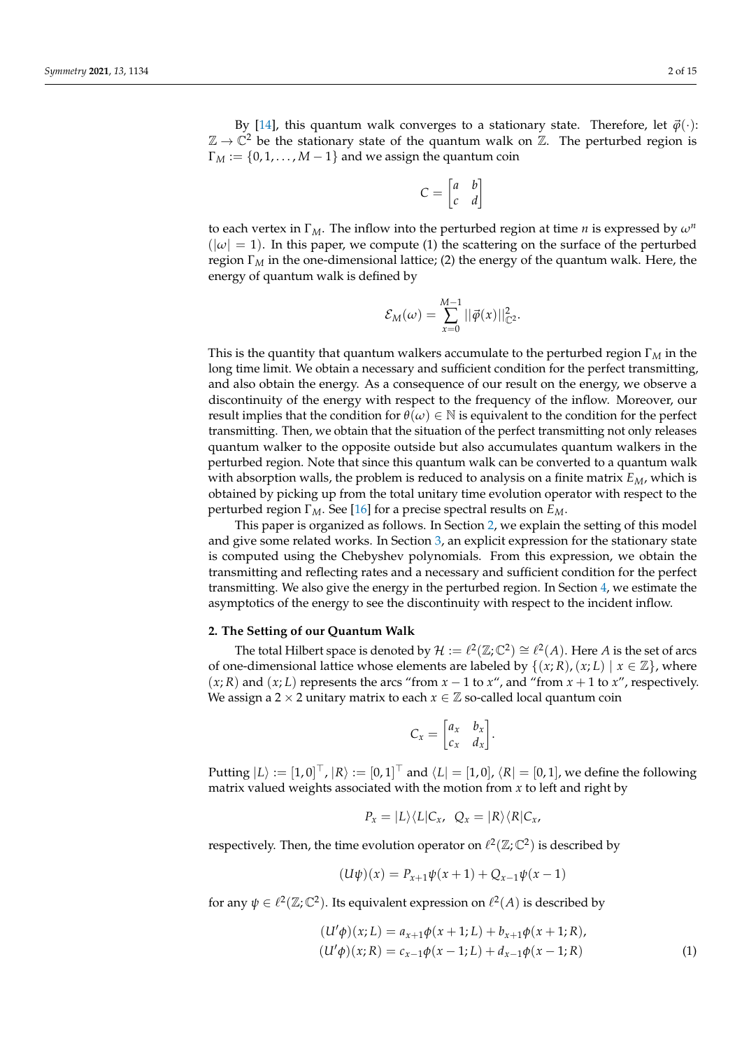By [14], this quantum walk converges to a stationary state. Therefore, let $\vec{\varphi}(\cdot)$: $\mathbb{Z} \to \mathbb{C}^2$ be the stationary state of the quantum walk on $\mathbb{Z}$. The perturbed region is $\Gamma_M := \{0, 1, \ldots, M-1\}$ and we assign the quantum coin

$$C = \begin{bmatrix} a & b \\ c & d \end{bmatrix}$$

to each vertex in $\Gamma_M$. The inflow into the perturbed region at time $n$ is expressed by $\omega^n$ ($|\omega| = 1$). In this paper, we compute (1) the scattering on the surface of the perturbed region $\Gamma_M$ in the one-dimensional lattice; (2) the energy of the quantum walk. Here, the energy of quantum walk is defined by

$$\mathcal{E}_M(\omega) = \sum_{x=0}^{M-1} ||\vec{\varphi}(x)||^2_{\mathbb{C}^2}.$$

This is the quantity that quantum walkers accumulate to the perturbed region $\Gamma_M$ in the long time limit. We obtain a necessary and sufficient condition for the perfect transmitting, and also obtain the energy. As a consequence of our result on the energy, we observe a discontinuity of the energy with respect to the frequency of the inflow. Moreover, our result implies that the condition for $\theta(\omega) \in \mathbb{N}$ is equivalent to the condition for the perfect transmitting. Then, we obtain that the situation of the perfect transmitting not only releases quantum walker to the opposite outside but also accumulates quantum walkers in the perturbed region. Note that since this quantum walk can be converted to a quantum walk with absorption walls, the problem is reduced to analysis on a finite matrix $E_M$, which is obtained by picking up from the total unitary time evolution operator with respect to the perturbed region $\Gamma_M$. See [16] for a precise spectral results on $E_M$.

This paper is organized as follows. In Section 2, we explain the setting of this model and give some related works. In Section 3, an explicit expression for the stationary state is computed using the Chebyshev polynomials. From this expression, we obtain the transmitting and reflecting rates and a necessary and sufficient condition for the perfect transmitting. We also give the energy in the perturbed region. In Section 4, we estimate the asymptotics of the energy to see the discontinuity with respect to the incident inflow.

## 2. The Setting of our Quantum Walk

The total Hilbert space is denoted by $\mathcal{H} := \ell^2(\mathbb{Z}; \mathbb{C}^2) \cong \ell^2(A)$. Here $A$ is the set of arcs of one-dimensional lattice whose elements are labeled by $\{(x; R), (x; L) \mid x \in \mathbb{Z}\}$, where $(x; R)$ and $(x; L)$ represents the arcs "from $x-1$ to $x$", and "from $x+1$ to $x$", respectively. We assign a $2 \times 2$ unitary matrix to each $x \in \mathbb{Z}$ so-called local quantum coin

$$C_x = \begin{bmatrix} a_x & b_x \\ c_x & d_x \end{bmatrix}.$$

Putting $|L\rangle := [1, 0]^\top$, $|R\rangle := [0, 1]^\top$ and $\langle L| = [1, 0]$, $\langle R| = [0, 1]$, we define the following matrix valued weights associated with the motion from $x$ to left and right by

$$P_x = |L\rangle\langle L|C_x, \;\; Q_x = |R\rangle\langle R|C_x,$$

respectively. Then, the time evolution operator on $\ell^2(\mathbb{Z}; \mathbb{C}^2)$ is described by

$$(U\psi)(x) = P_{x+1}\psi(x+1) + Q_{x-1}\psi(x-1)$$

for any $\psi \in \ell^2(\mathbb{Z}; \mathbb{C}^2)$. Its equivalent expression on $\ell^2(A)$ is described by

$$\begin{aligned} (U'\phi)(x; L) &= a_{x+1}\phi(x+1; L) + b_{x+1}\phi(x+1; R), \\ (U'\phi)(x; R) &= c_{x-1}\phi(x-1; L) + d_{x-1}\phi(x-1; R) \end{aligned} \tag{1}$$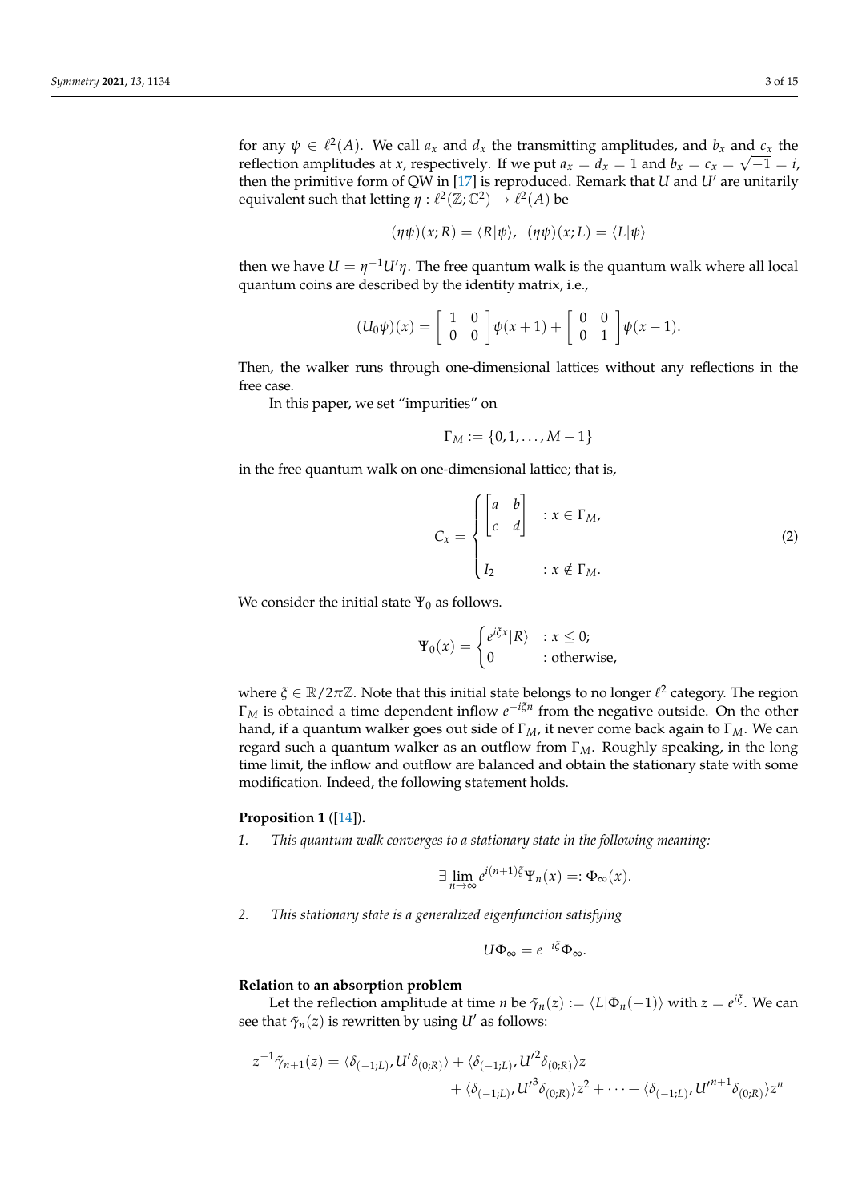for any $\psi \in \ell^2(A)$. We call $a_x$ and $d_x$ the transmitting amplitudes, and $b_x$ and $c_x$ the reflection amplitudes at $x$, respectively. If we put $a_x = d_x = 1$ and $b_x = c_x = \sqrt{-1} = i$, then the primitive form of QW in [17] is reproduced. Remark that $U$ and $U'$ are unitarily equivalent such that letting $\eta : \ell^2(\mathbb{Z}; \mathbb{C}^2) \to \ell^2(A)$ be

$$(\eta\psi)(x; R) = \langle R|\psi\rangle, \ \ (\eta\psi)(x; L) = \langle L|\psi\rangle$$

then we have $U = \eta^{-1}U'\eta$. The free quantum walk is the quantum walk where all local quantum coins are described by the identity matrix, i.e.,

$$(U_0\psi)(x) = \begin{bmatrix} 1 & 0 \\ 0 & 0 \end{bmatrix} \psi(x+1) + \begin{bmatrix} 0 & 0 \\ 0 & 1 \end{bmatrix} \psi(x-1).$$

Then, the walker runs through one-dimensional lattices without any reflections in the free case.

In this paper, we set "impurities" on

$$\Gamma_M := \{0, 1, \ldots, M-1\}$$

in the free quantum walk on one-dimensional lattice; that is,

$$C_x = \begin{cases} \begin{bmatrix} a & b \\ c & d \end{bmatrix} & : x \in \Gamma_M, \\ \\ I_2 & : x \notin \Gamma_M. \end{cases} \tag{2}$$

We consider the initial state $\Psi_0$ as follows.

$$\Psi_0(x) = \begin{cases} e^{i\xi x}|R\rangle & : x \leq 0; \\ 0 & : \text{otherwise}, \end{cases}$$

where $\xi \in \mathbb{R}/2\pi\mathbb{Z}$. Note that this initial state belongs to no longer $\ell^2$ category. The region $\Gamma_M$ is obtained a time dependent inflow $e^{-i\xi n}$ from the negative outside. On the other hand, if a quantum walker goes out side of $\Gamma_M$, it never come back again to $\Gamma_M$. We can regard such a quantum walker as an outflow from $\Gamma_M$. Roughly speaking, in the long time limit, the inflow and outflow are balanced and obtain the stationary state with some modification. Indeed, the following statement holds.

**Proposition 1** ([14]).

1. *This quantum walk converges to a stationary state in the following meaning:*

$$\exists \lim_{n\to\infty} e^{i(n+1)\xi}\Psi_n(x) =: \Phi_\infty(x).$$

2. *This stationary state is a generalized eigenfunction satisfying*

$$U\Phi_\infty = e^{-i\xi}\Phi_\infty.$$

**Relation to an absorption problem**

Let the reflection amplitude at time $n$ be $\tilde{\gamma}_n(z) := \langle L|\Phi_n(-1)\rangle$ with $z = e^{i\xi}$. We can see that $\tilde{\gamma}_n(z)$ is rewritten by using $U'$ as follows:

$$z^{-1}\tilde{\gamma}_{n+1}(z) = \langle \delta_{(-1;L)}, U'\delta_{(0;R)}\rangle + \langle \delta_{(-1;L)}, U'^2\delta_{(0;R)}\rangle z + \langle \delta_{(-1;L)}, U'^3\delta_{(0;R)}\rangle z^2 + \cdots + \langle \delta_{(-1;L)}, U'^{n+1}\delta_{(0;R)}\rangle z^n$$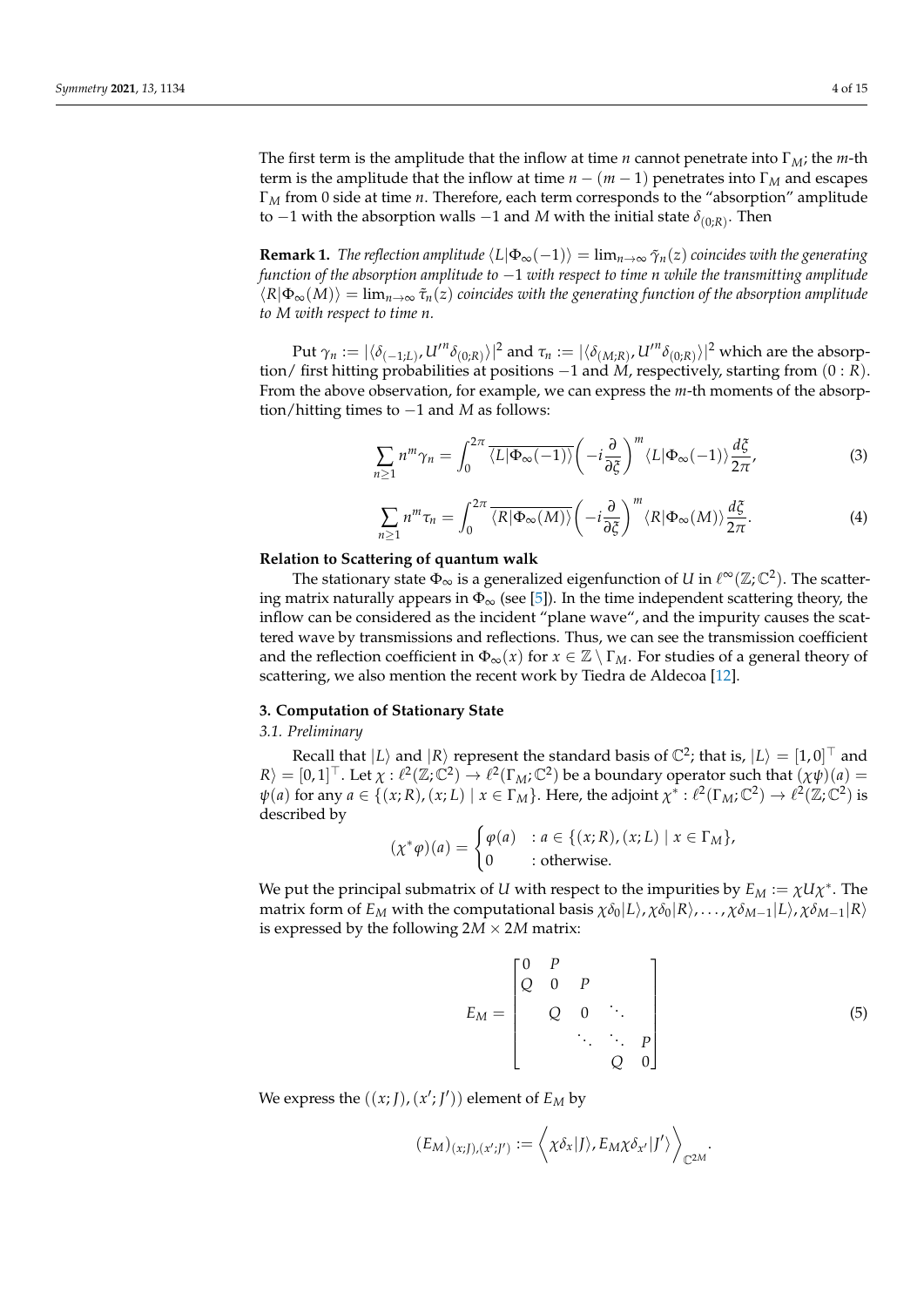The first term is the amplitude that the inflow at time $n$ cannot penetrate into $\Gamma_M$; the $m$-th term is the amplitude that the inflow at time $n-(m-1)$ penetrates into $\Gamma_M$ and escapes $\Gamma_M$ from 0 side at time $n$. Therefore, each term corresponds to the "absorption" amplitude to $-1$ with the absorption walls $-1$ and $M$ with the initial state $\delta_{(0;R)}$. Then

**Remark 1.** *The reflection amplitude $\langle L|\Phi_\infty(-1)\rangle = \lim_{n\to\infty}\tilde{\gamma}_n(z)$ coincides with the generating function of the absorption amplitude to $-1$ with respect to time $n$ while the transmitting amplitude $\langle R|\Phi_\infty(M)\rangle = \lim_{n\to\infty}\tilde{\tau}_n(z)$ coincides with the generating function of the absorption amplitude to $M$ with respect to time $n$.*

Put $\gamma_n := |\langle \delta_{(-1;L)}, U'^n \delta_{(0;R)}\rangle|^2$ and $\tau_n := |\langle \delta_{(M;R)}, U'^n \delta_{(0;R)}\rangle|^2$ which are the absorption/ first hitting probabilities at positions $-1$ and $M$, respectively, starting from $(0:R)$. From the above observation, for example, we can express the $m$-th moments of the absorption/hitting times to $-1$ and $M$ as follows:

$$\sum_{n\geq 1} n^m \gamma_n = \int_0^{2\pi} \overline{\langle L|\Phi_\infty(-1)\rangle}\left(-i\frac{\partial}{\partial \xi}\right)^m \langle L|\Phi_\infty(-1)\rangle \frac{d\xi}{2\pi}, \tag{3}$$

$$\sum_{n\geq 1} n^m \tau_n = \int_0^{2\pi} \overline{\langle R|\Phi_\infty(M)\rangle}\left(-i\frac{\partial}{\partial \xi}\right)^m \langle R|\Phi_\infty(M)\rangle \frac{d\xi}{2\pi}. \tag{4}$$

**Relation to Scattering of quantum walk**

The stationary state $\Phi_\infty$ is a generalized eigenfunction of $U$ in $\ell^\infty(\mathbb{Z};\mathbb{C}^2)$. The scattering matrix naturally appears in $\Phi_\infty$ (see [5]). In the time independent scattering theory, the inflow can be considered as the incident "plane wave", and the impurity causes the scattered wave by transmissions and reflections. Thus, we can see the transmission coefficient and the reflection coefficient in $\Phi_\infty(x)$ for $x \in \mathbb{Z}\setminus\Gamma_M$. For studies of a general theory of scattering, we also mention the recent work by Tiedra de Aldecoa [12].

## 3. Computation of Stationary State

### 3.1. Preliminary

Recall that $|L\rangle$ and $|R\rangle$ represent the standard basis of $\mathbb{C}^2$; that is, $|L\rangle = [1,0]^\top$ and $R\rangle = [0,1]^\top$. Let $\chi : \ell^2(\mathbb{Z};\mathbb{C}^2) \to \ell^2(\Gamma_M;\mathbb{C}^2)$ be a boundary operator such that $(\chi\psi)(a) = \psi(a)$ for any $a \in \{(x;R),(x;L) \mid x \in \Gamma_M\}$. Here, the adjoint $\chi^* : \ell^2(\Gamma_M;\mathbb{C}^2) \to \ell^2(\mathbb{Z};\mathbb{C}^2)$ is described by

$$(\chi^*\varphi)(a) = \begin{cases} \varphi(a) & : a \in \{(x;R),(x;L) \mid x \in \Gamma_M\}, \\ 0 & : \text{otherwise.} \end{cases}$$

We put the principal submatrix of $U$ with respect to the impurities by $E_M := \chi U \chi^*$. The matrix form of $E_M$ with the computational basis $\chi\delta_0|L\rangle, \chi\delta_0|R\rangle, \dots, \chi\delta_{M-1}|L\rangle, \chi\delta_{M-1}|R\rangle$ is expressed by the following $2M \times 2M$ matrix:

$$E_M = \begin{bmatrix} 0 & P & & & \\ Q & 0 & P & & \\ & Q & 0 & \ddots & \\ & & \ddots & \ddots & P \\ & & & Q & 0 \end{bmatrix} \tag{5}$$

We express the $((x;J),(x';J'))$ element of $E_M$ by

$$(E_M)_{(x;J),(x';J')} := \left\langle \chi\delta_x|J\rangle, E_M \chi\delta_{x'}|J'\rangle \right\rangle_{\mathbb{C}^{2M}}.$$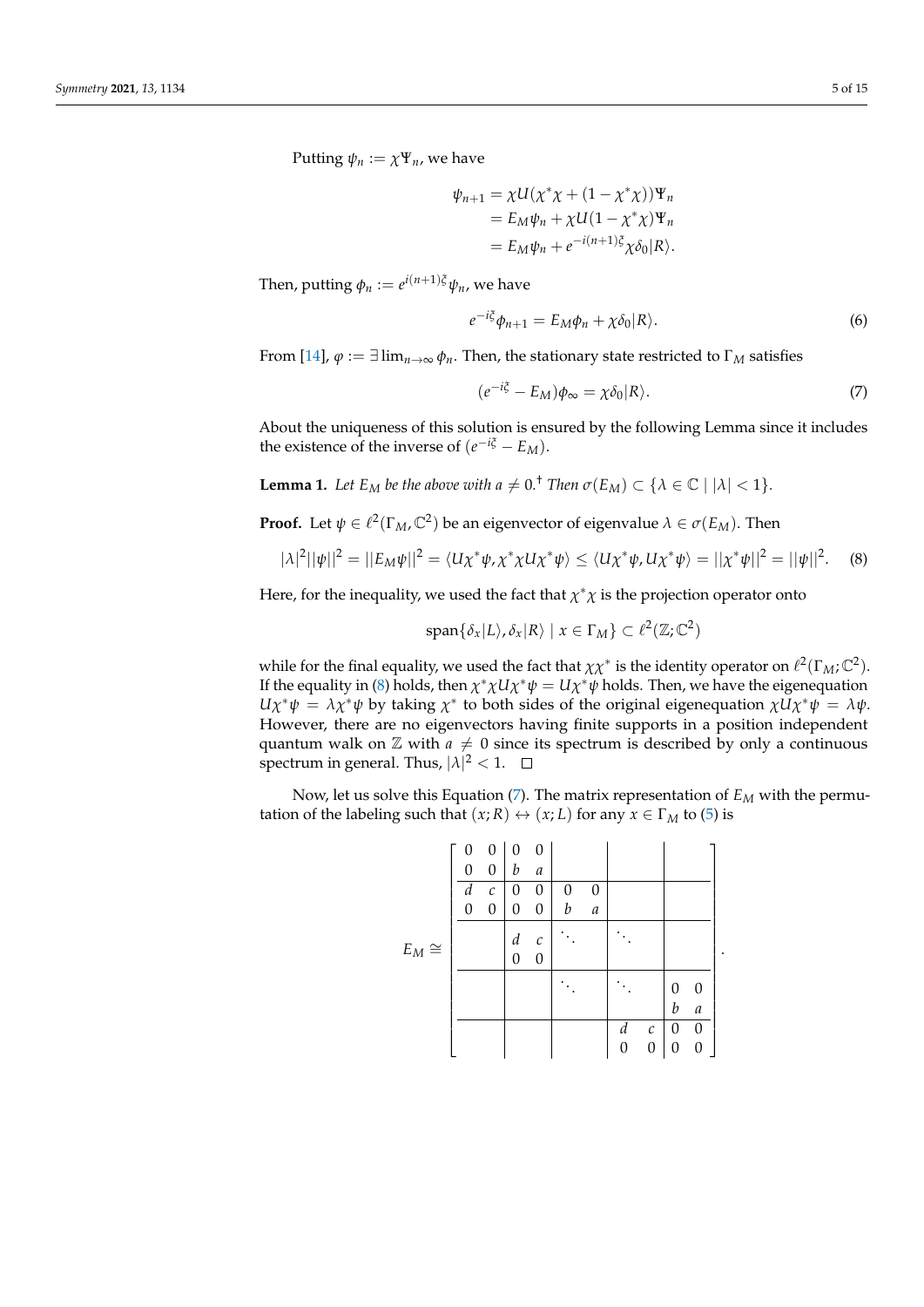Putting $\psi_n := \chi\Psi_n$, we have

$$\begin{aligned}
\psi_{n+1} &= \chi U(\chi^*\chi + (1-\chi^*\chi))\Psi_n \\
&= E_M\psi_n + \chi U(1-\chi^*\chi)\Psi_n \\
&= E_M\psi_n + e^{-i(n+1)\xi}\chi\delta_0|R\rangle.
\end{aligned}$$

Then, putting $\phi_n := e^{i(n+1)\xi}\psi_n$, we have

$$e^{-i\xi}\phi_{n+1} = E_M\phi_n + \chi\delta_0|R\rangle. \tag{6}$$

From [14], $\varphi := \exists \lim_{n\to\infty}\phi_n$. Then, the stationary state restricted to $\Gamma_M$ satisfies

$$(e^{-i\xi} - E_M)\phi_\infty = \chi\delta_0|R\rangle. \tag{7}$$

About the uniqueness of this solution is ensured by the following Lemma since it includes the existence of the inverse of $(e^{-i\xi} - E_M)$.

**Lemma 1.** *Let $E_M$ be the above with $a \neq 0$.[†] Then $\sigma(E_M) \subset \{\lambda \in \mathbb{C} \mid |\lambda| < 1\}$.*

**Proof.** Let $\psi \in \ell^2(\Gamma_M, \mathbb{C}^2)$ be an eigenvector of eigenvalue $\lambda \in \sigma(E_M)$. Then

$$|\lambda|^2||\psi||^2 = ||E_M\psi||^2 = \langle U\chi^*\psi, \chi^*\chi U\chi^*\psi\rangle \leq \langle U\chi^*\psi, U\chi^*\psi\rangle = ||\chi^*\psi||^2 = ||\psi||^2. \tag{8}$$

Here, for the inequality, we used the fact that $\chi^*\chi$ is the projection operator onto

$$\mathrm{span}\{\delta_x|L\rangle, \delta_x|R\rangle \mid x \in \Gamma_M\} \subset \ell^2(\mathbb{Z}; \mathbb{C}^2)$$

while for the final equality, we used the fact that $\chi\chi^*$ is the identity operator on $\ell^2(\Gamma_M; \mathbb{C}^2)$. If the equality in (8) holds, then $\chi^*\chi U\chi^*\psi = U\chi^*\psi$ holds. Then, we have the eigenequation $U\chi^*\psi = \lambda\chi^*\psi$ by taking $\chi^*$ to both sides of the original eigenequation $\chi U\chi^*\psi = \lambda\psi$. However, there are no eigenvectors having finite supports in a position independent quantum walk on $\mathbb{Z}$ with $a \neq 0$ since its spectrum is described by only a continuous spectrum in general. Thus, $|\lambda|^2 < 1$. □

Now, let us solve this Equation (7). The matrix representation of $E_M$ with the permutation of the labeling such that $(x;R) \leftrightarrow (x;L)$ for any $x \in \Gamma_M$ to (5) is

$$E_M \cong \left[\begin{array}{cc|cc|cc|cc|cc}
0 & 0 & 0 & 0 & & & & & & \\
0 & 0 & b & a & & & & & & \\
\hline
d & c & 0 & 0 & 0 & 0 & & & & \\
0 & 0 & 0 & 0 & b & a & & & & \\
\hline
 & & d & c & \ddots & & \ddots & & & \\
 & & 0 & 0 & & & & & & \\
\hline
 & & & & \ddots & & \ddots & & 0 & 0 \\
 & & & & & & & & b & a \\
\hline
 & & & & & & d & c & 0 & 0 \\
 & & & & & & 0 & 0 & 0 & 0
\end{array}\right].$$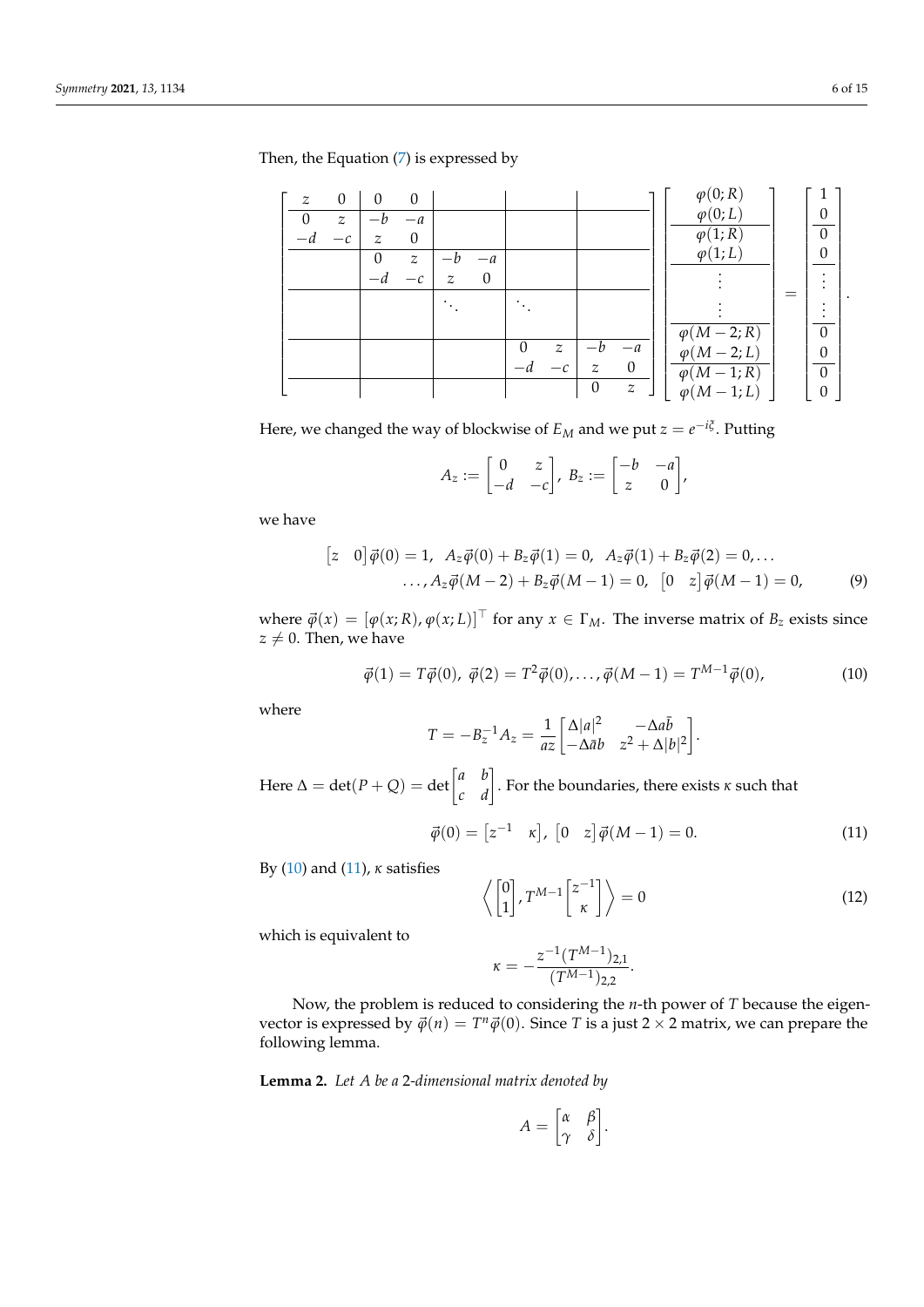Then, the Equation (7) is expressed by

$$
\left[\begin{array}{cc|cc|cc|cc|cc}
z & 0 & 0 & 0 & & & & & & \\
0 & z & -b & -a & & & & & & \\
-d & -c & z & 0 & & & & & & \\
 & & 0 & z & -b & -a & & & & \\
 & & -d & -c & z & 0 & & & & \\
\hline
 & & & & \ddots & & \ddots & & & \\
\hline
 & & & & & & 0 & z & -b & -a \\
 & & & & & & -d & -c & z & 0 \\
\hline
 & & & & & & & & 0 & z
\end{array}\right]
\left[\begin{array}{c}
\varphi(0;R) \\ \varphi(0;L) \\ \hline \varphi(1;R) \\ \varphi(1;L) \\ \hline \vdots \\ \vdots \\ \hline \varphi(M-2;R) \\ \varphi(M-2;L) \\ \hline \varphi(M-1;R) \\ \varphi(M-1;L)
\end{array}\right]
=
\left[\begin{array}{c}
1 \\ 0 \\ \hline 0 \\ 0 \\ \hline \vdots \\ \vdots \\ \hline 0 \\ 0 \\ \hline 0 \\ 0
\end{array}\right].
$$

Here, we changed the way of blockwise of $E_M$ and we put $z = e^{-i\xi}$. Putting

$$
A_z := \begin{bmatrix} 0 & z \\ -d & -c \end{bmatrix},\ B_z := \begin{bmatrix} -b & -a \\ z & 0 \end{bmatrix},
$$

we have

$$
\begin{bmatrix} z & 0 \end{bmatrix} \vec{\varphi}(0) = 1,\ \ A_z\vec{\varphi}(0) + B_z\vec{\varphi}(1) = 0,\ \ A_z\vec{\varphi}(1) + B_z\vec{\varphi}(2) = 0, \ldots
$$
$$
\ldots, A_z\vec{\varphi}(M-2) + B_z\vec{\varphi}(M-1) = 0,\ \ \begin{bmatrix} 0 & z \end{bmatrix} \vec{\varphi}(M-1) = 0, \tag{9}
$$

where $\vec{\varphi}(x) = [\varphi(x;R), \varphi(x;L)]^\top$ for any $x \in \Gamma_M$. The inverse matrix of $B_z$ exists since $z \neq 0$. Then, we have

$$
\vec{\varphi}(1) = T\vec{\varphi}(0),\ \vec{\varphi}(2) = T^2\vec{\varphi}(0), \ldots, \vec{\varphi}(M-1) = T^{M-1}\vec{\varphi}(0), \tag{10}
$$

where

$$
T = -B_z^{-1}A_z = \frac{1}{az}\begin{bmatrix} \Delta|a|^2 & -\Delta a\bar{b} \\ -\Delta\bar{a}b & z^2 + \Delta|b|^2 \end{bmatrix}.
$$

Here $\Delta = \det(P+Q) = \det\begin{bmatrix} a & b \\ c & d \end{bmatrix}$. For the boundaries, there exists $\kappa$ such that

$$
\vec{\varphi}(0) = \begin{bmatrix} z^{-1} & \kappa \end{bmatrix},\ \begin{bmatrix} 0 & z \end{bmatrix} \vec{\varphi}(M-1) = 0. \tag{11}
$$

By (10) and (11), $\kappa$ satisfies

$$
\left\langle \begin{bmatrix} 0 \\ 1 \end{bmatrix}, T^{M-1}\begin{bmatrix} z^{-1} \\ \kappa \end{bmatrix} \right\rangle = 0 \tag{12}
$$

which is equivalent to

$$
\kappa = -\frac{z^{-1}(T^{M-1})_{2,1}}{(T^{M-1})_{2,2}}.
$$

Now, the problem is reduced to considering the $n$-th power of $T$ because the eigenvector is expressed by $\vec{\varphi}(n) = T^n\vec{\varphi}(0)$. Since $T$ is a just $2 \times 2$ matrix, we can prepare the following lemma.

**Lemma 2.** *Let $A$ be a 2-dimensional matrix denoted by*

$$
A = \begin{bmatrix} \alpha & \beta \\ \gamma & \delta \end{bmatrix}.
$$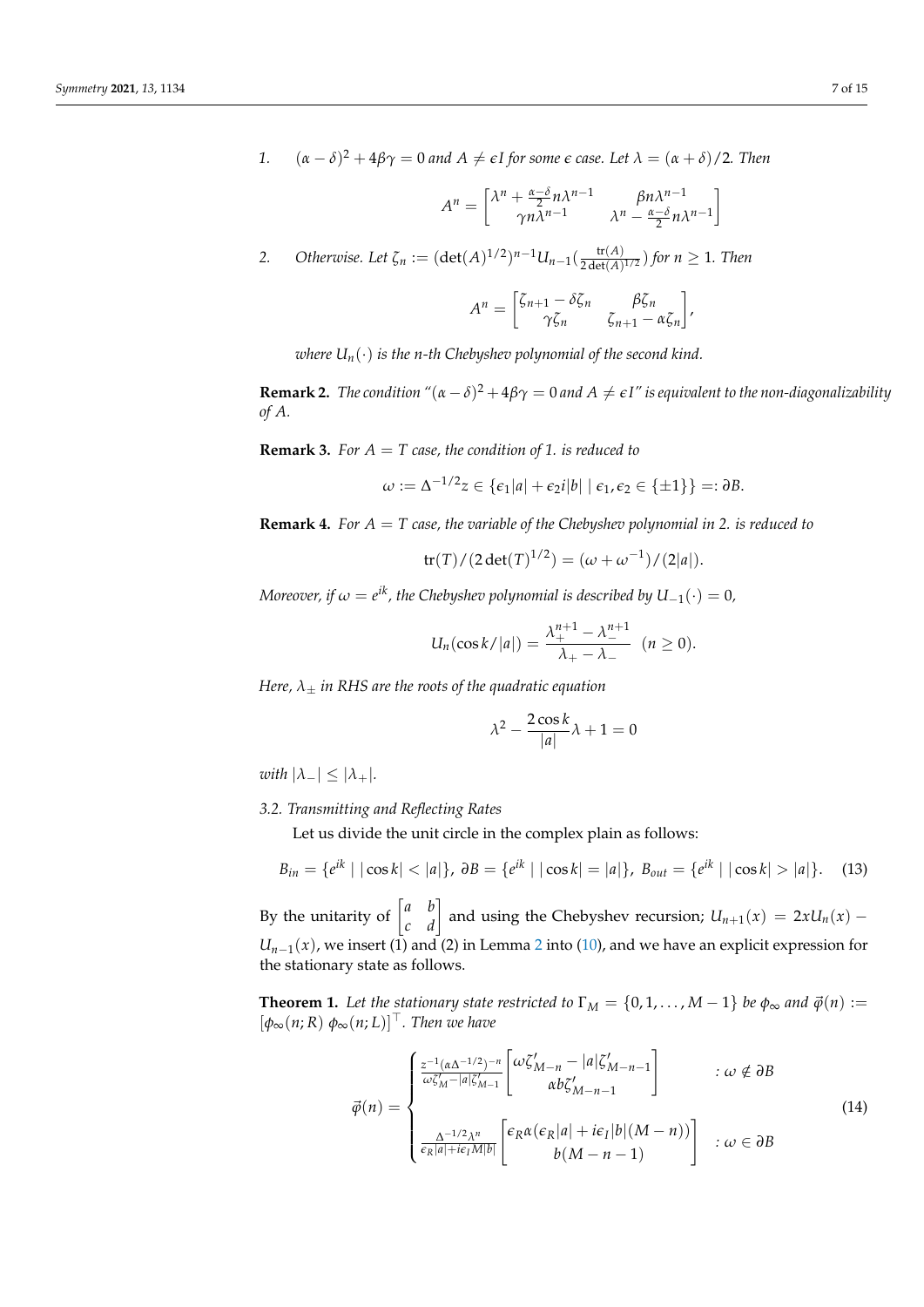1. $(\alpha-\delta)^2+4\beta\gamma=0$ *and* $A\neq \epsilon I$ *for some* $\epsilon$ *case. Let* $\lambda=(\alpha+\delta)/2$*. Then*

$$A^n=\begin{bmatrix}\lambda^n+\frac{\alpha-\delta}{2}n\lambda^{n-1} & \beta n\lambda^{n-1}\\ \gamma n\lambda^{n-1} & \lambda^n-\frac{\alpha-\delta}{2}n\lambda^{n-1}\end{bmatrix}$$

2. *Otherwise. Let* $\zeta_n:=(\det(A)^{1/2})^{n-1}U_{n-1}(\frac{\mathrm{tr}(A)}{2\det(A)^{1/2}})$ *for* $n\geq 1$*. Then*

$$A^n=\begin{bmatrix}\zeta_{n+1}-\delta\zeta_n & \beta\zeta_n\\ \gamma\zeta_n & \zeta_{n+1}-\alpha\zeta_n\end{bmatrix},$$

*where* $U_n(\cdot)$ *is the n-th Chebyshev polynomial of the second kind.*

**Remark 2.** *The condition "*$(\alpha-\delta)^2+4\beta\gamma=0$ *and* $A\neq\epsilon I$*" is equivalent to the non-diagonalizability of A.*

**Remark 3.** *For* $A=T$ *case, the condition of 1. is reduced to*

$$\omega:=\Delta^{-1/2}z\in\{\epsilon_1|a|+\epsilon_2 i|b|\mid \epsilon_1,\epsilon_2\in\{\pm1\}\}=:\partial B.$$

**Remark 4.** *For* $A=T$ *case, the variable of the Chebyshev polynomial in 2. is reduced to*

$$\mathrm{tr}(T)/(2\det(T)^{1/2})=(\omega+\omega^{-1})/(2|a|).$$

*Moreover, if* $\omega=e^{ik}$*, the Chebyshev polynomial is described by* $U_{-1}(\cdot)=0$*,*

$$U_n(\cos k/|a|)=\frac{\lambda_+^{n+1}-\lambda_-^{n+1}}{\lambda_+-\lambda_-}\quad(n\geq 0).$$

*Here,* $\lambda_\pm$ *in RHS are the roots of the quadratic equation*

$$\lambda^2-\frac{2\cos k}{|a|}\lambda+1=0$$

*with* $|\lambda_-|\leq|\lambda_+|$*.*

### 3.2. Transmitting and Reflecting Rates

Let us divide the unit circle in the complex plain as follows:

$$B_{in}=\{e^{ik}\mid|\cos k|<|a|\},\ \partial B=\{e^{ik}\mid|\cos k|=|a|\},\ B_{out}=\{e^{ik}\mid|\cos k|>|a|\}. \tag{13}$$

By the unitarity of $\begin{bmatrix}a & b\\ c & d\end{bmatrix}$ and using the Chebyshev recursion; $U_{n+1}(x)=2xU_n(x)-U_{n-1}(x)$, we insert (1) and (2) in Lemma 2 into (10), and we have an explicit expression for the stationary state as follows.

**Theorem 1.** *Let the stationary state restricted to* $\Gamma_M=\{0,1,\ldots,M-1\}$ *be* $\phi_\infty$ *and* $\vec{\varphi}(n):=[\phi_\infty(n;R)\ \phi_\infty(n;L)]^\top$*. Then we have*

$$\vec{\varphi}(n)=\begin{cases}\frac{z^{-1}(\alpha\Delta^{-1/2})^{-n}}{\omega\zeta'_M-|a|\zeta'_{M-1}}\begin{bmatrix}\omega\zeta'_{M-n}-|a|\zeta'_{M-n-1}\\ \alpha b\zeta'_{M-n-1}\end{bmatrix} & :\omega\notin\partial B\\[2ex] \frac{\Delta^{-1/2}\lambda^n}{\epsilon_R|a|+i\epsilon_I M|b|}\begin{bmatrix}\epsilon_R\alpha(\epsilon_R|a|+i\epsilon_I|b|(M-n))\\ b(M-n-1)\end{bmatrix} & :\omega\in\partial B\end{cases} \tag{14}$$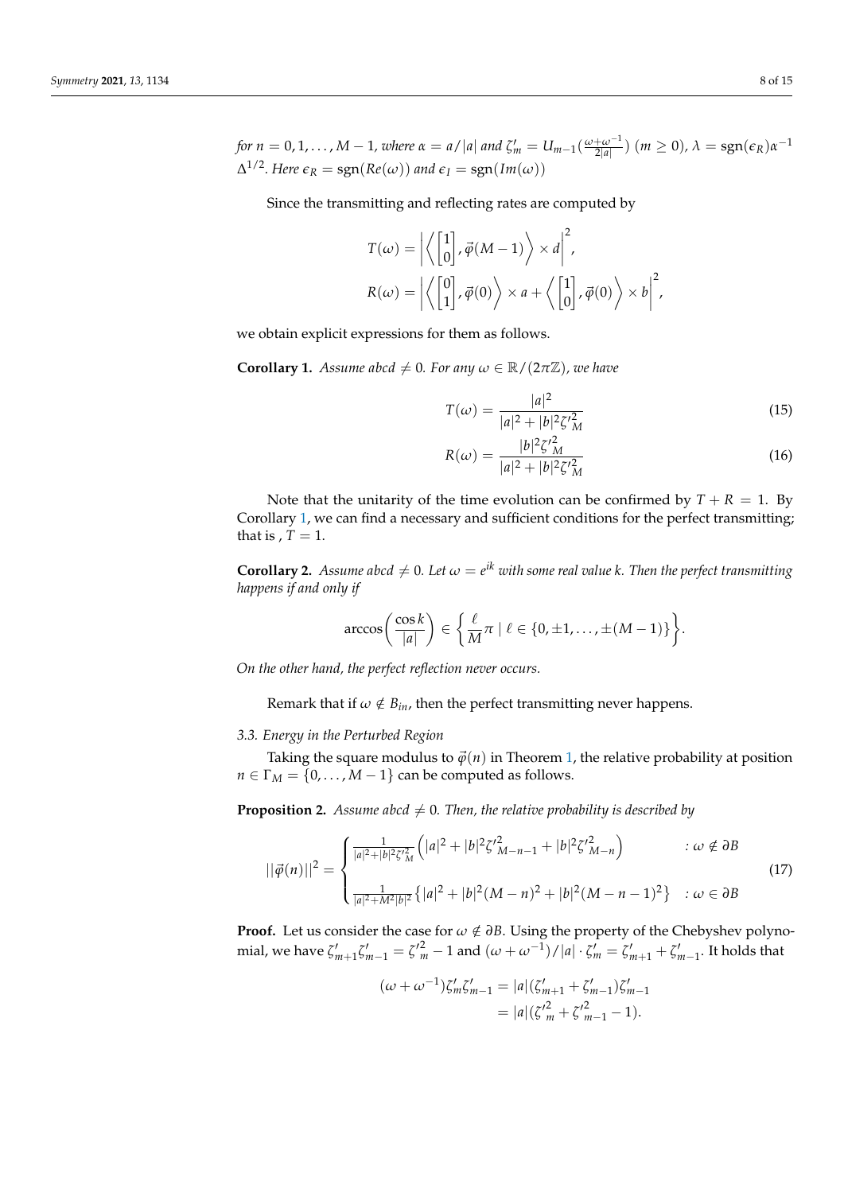*for* $n = 0, 1, \ldots, M-1$*, where* $\alpha = a/|a|$ *and* $\zeta'_m = U_{m-1}(\frac{\omega+\omega^{-1}}{2|a|})$ $(m \geq 0)$, $\lambda = \mathrm{sgn}(\epsilon_R)\alpha^{-1}$ $\Delta^{1/2}$*. Here* $\epsilon_R = \mathrm{sgn}(Re(\omega))$ *and* $\epsilon_I = \mathrm{sgn}(Im(\omega))$

Since the transmitting and reflecting rates are computed by

$$T(\omega) = \left| \left\langle \begin{bmatrix} 1 \\ 0 \end{bmatrix}, \vec{\varphi}(M-1) \right\rangle \times d \right|^2,$$

$$R(\omega) = \left| \left\langle \begin{bmatrix} 0 \\ 1 \end{bmatrix}, \vec{\varphi}(0) \right\rangle \times a + \left\langle \begin{bmatrix} 1 \\ 0 \end{bmatrix}, \vec{\varphi}(0) \right\rangle \times b \right|^2,$$

we obtain explicit expressions for them as follows.

**Corollary 1.** *Assume* $abcd \neq 0$*. For any* $\omega \in \mathbb{R}/(2\pi\mathbb{Z})$*, we have*

$$T(\omega) = \frac{|a|^2}{|a|^2 + |b|^2 {\zeta'}_M^2} \tag{15}$$

$$R(\omega) = \frac{|b|^2 {\zeta'}_M^2}{|a|^2 + |b|^2 {\zeta'}_M^2} \tag{16}$$

Note that the unitarity of the time evolution can be confirmed by $T + R = 1$. By Corollary 1, we can find a necessary and sufficient conditions for the perfect transmitting; that is , $T = 1$.

**Corollary 2.** *Assume* $abcd \neq 0$*. Let* $\omega = e^{ik}$ *with some real value k. Then the perfect transmitting happens if and only if*

$$\arccos\left(\frac{\cos k}{|a|}\right) \in \left\{ \frac{\ell}{M}\pi \mid \ell \in \{0, \pm 1, \ldots, \pm(M-1)\} \right\}.$$

*On the other hand, the perfect reflection never occurs.*

Remark that if $\omega \notin B_{in}$, then the perfect transmitting never happens.

### 3.3. Energy in the Perturbed Region

Taking the square modulus to $\vec{\varphi}(n)$ in Theorem 1, the relative probability at position $n \in \Gamma_M = \{0, \ldots, M-1\}$ can be computed as follows.

**Proposition 2.** *Assume* $abcd \neq 0$*. Then, the relative probability is described by*

$$||\vec{\varphi}(n)||^2 = \begin{cases} \frac{1}{|a|^2 + |b|^2 {\zeta'}_M^2}\left(|a|^2 + |b|^2 {\zeta'}_{M-n-1}^2 + |b|^2 {\zeta'}_{M-n}^2\right) & : \omega \notin \partial B \\ \frac{1}{|a|^2 + M^2|b|^2}\left\{|a|^2 + |b|^2(M-n)^2 + |b|^2(M-n-1)^2\right\} & : \omega \in \partial B \end{cases} \tag{17}$$

**Proof.** Let us consider the case for $\omega \notin \partial B$. Using the property of the Chebyshev polynomial, we have $\zeta'_{m+1}\zeta'_{m-1} = {\zeta'}_m^2 - 1$ and $(\omega + \omega^{-1})/|a| \cdot \zeta'_m = \zeta'_{m+1} + \zeta'_{m-1}$. It holds that

$$\begin{aligned} (\omega + \omega^{-1})\zeta'_m \zeta'_{m-1} &= |a|(\zeta'_{m+1} + \zeta'_{m-1})\zeta'_{m-1} \\ &= |a|({\zeta'}_m^2 + {\zeta'}_{m-1}^2 - 1). \end{aligned}$$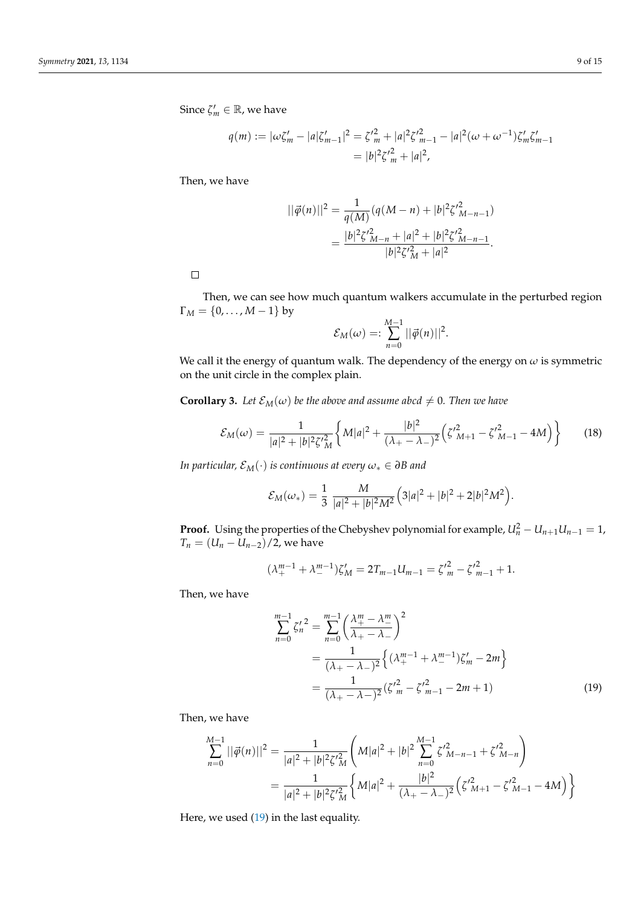Since $\zeta'_m \in \mathbb{R}$, we have

$$q(m) := |\omega\zeta'_m - |a|\zeta'_{m-1}|^2 = {\zeta'}^2_m + |a|^2{\zeta'}^2_{m-1} - |a|^2(\omega+\omega^{-1})\zeta'_m\zeta'_{m-1}$$
$$= |b|^2{\zeta'}^2_m + |a|^2,$$

Then, we have

$$||\vec{\varphi}(n)||^2 = \frac{1}{q(M)}(q(M-n) + |b|^2{\zeta'}^2_{M-n-1})$$
$$= \frac{|b|^2{\zeta'}^2_{M-n} + |a|^2 + |b|^2{\zeta'}^2_{M-n-1}}{|b|^2{\zeta'}^2_M + |a|^2}.$$

□

Then, we can see how much quantum walkers accumulate in the perturbed region $\Gamma_M = \{0, \ldots, M-1\}$ by

$$\mathcal{E}_M(\omega) =: \sum_{n=0}^{M-1} ||\vec{\varphi}(n)||^2.$$

We call it the energy of quantum walk. The dependency of the energy on $\omega$ is symmetric on the unit circle in the complex plain.

**Corollary 3.** *Let $\mathcal{E}_M(\omega)$ be the above and assume $abcd \neq 0$. Then we have*

$$\mathcal{E}_M(\omega) = \frac{1}{|a|^2 + |b|^2{\zeta'}^2_M}\left\{M|a|^2 + \frac{|b|^2}{(\lambda_+ - \lambda_-)^2}\Big({\zeta'}^2_{M+1} - {\zeta'}^2_{M-1} - 4M\Big)\right\} \tag{18}$$

*In particular, $\mathcal{E}_M(\cdot)$ is continuous at every $\omega_* \in \partial B$ and*

$$\mathcal{E}_M(\omega_*) = \frac{1}{3}\ \frac{M}{|a|^2 + |b|^2M^2}\Big(3|a|^2 + |b|^2 + 2|b|^2M^2\Big).$$

**Proof.** Using the properties of the Chebyshev polynomial for example, $U_n^2 - U_{n+1}U_{n-1} = 1$, $T_n = (U_n - U_{n-2})/2$, we have

$$(\lambda_+^{m-1} + \lambda_-^{m-1})\zeta'_M = 2T_{m-1}U_{m-1} = {\zeta'}^2_m - {\zeta'}^2_{m-1} + 1.$$

Then, we have

$$\sum_{n=0}^{m-1} {\zeta'_n}^2 = \sum_{n=0}^{m-1}\left(\frac{\lambda_+^m - \lambda_-^m}{\lambda_+ - \lambda_-}\right)^2$$
$$= \frac{1}{(\lambda_+ - \lambda_-)^2}\Big\{(\lambda_+^{m-1} + \lambda_-^{m-1})\zeta'_m - 2m\Big\}$$
$$= \frac{1}{(\lambda_+ - \lambda-)^2}({\zeta'}^2_m - {\zeta'}^2_{m-1} - 2m + 1) \tag{19}$$

Then, we have

$$\sum_{n=0}^{M-1} ||\vec{\varphi}(n)||^2 = \frac{1}{|a|^2 + |b|^2{\zeta'}^2_M}\left(M|a|^2 + |b|^2\sum_{n=0}^{M-1}{\zeta'}^2_{M-n-1} + {\zeta'}^2_{M-n}\right)$$
$$= \frac{1}{|a|^2 + |b|^2{\zeta'}^2_M}\left\{M|a|^2 + \frac{|b|^2}{(\lambda_+ - \lambda_-)^2}\Big({\zeta'}^2_{M+1} - {\zeta'}^2_{M-1} - 4M\Big)\right\}$$

Here, we used (19) in the last equality.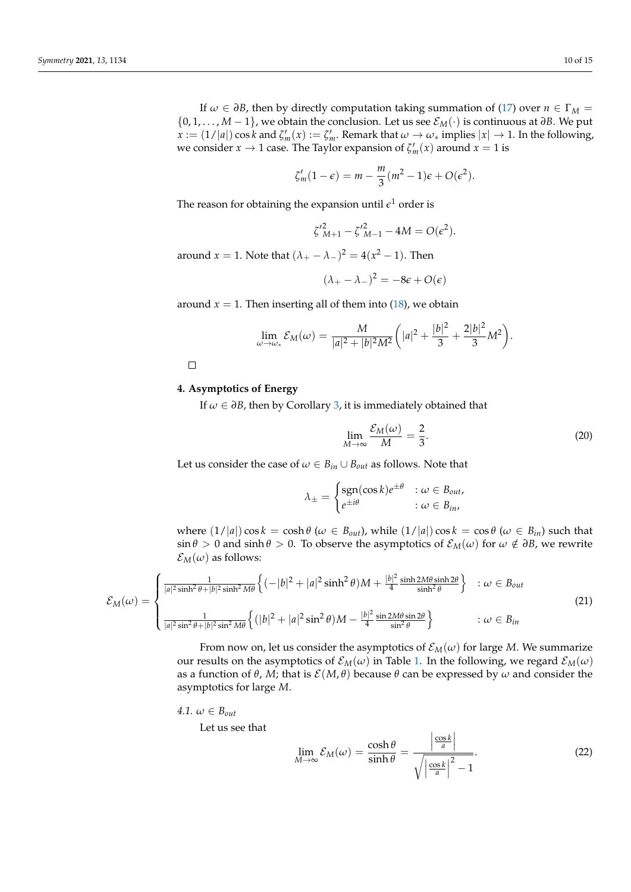If $\omega \in \partial B$, then by directly computation taking summation of (17) over $n \in \Gamma_M = \{0, 1, \ldots, M-1\}$, we obtain the conclusion. Let us see $\mathcal{E}_M(\cdot)$ is continuous at $\partial B$. We put $x := (1/|a|)\cos k$ and $\zeta'_m(x) := \zeta'_m$. Remark that $\omega \to \omega_*$ implies $|x| \to 1$. In the following, we consider $x \to 1$ case. The Taylor expansion of $\zeta'_m(x)$ around $x = 1$ is

$$\zeta'_m(1-\epsilon) = m - \frac{m}{3}(m^2 - 1)\epsilon + O(\epsilon^2).$$

The reason for obtaining the expansion until $\epsilon^1$ order is

$$\zeta'^2_{M+1} - \zeta'^2_{M-1} - 4M = O(\epsilon^2).$$

around $x = 1$. Note that $(\lambda_+ - \lambda_-)^2 = 4(x^2 - 1)$. Then

$$(\lambda_+ - \lambda_-)^2 = -8\epsilon + O(\epsilon)$$

around $x = 1$. Then inserting all of them into (18), we obtain

$$\lim_{\omega \to \omega_*} \mathcal{E}_M(\omega) = \frac{M}{|a|^2 + |b|^2 M^2}\left(|a|^2 + \frac{|b|^2}{3} + \frac{2|b|^2}{3}M^2\right).$$

□

## 4. Asymptotics of Energy

If $\omega \in \partial B$, then by Corollary 3, it is immediately obtained that

$$\lim_{M\to\infty} \frac{\mathcal{E}_M(\omega)}{M} = \frac{2}{3}. \tag{20}$$

Let us consider the case of $\omega \in B_{in} \cup B_{out}$ as follows. Note that

$$\lambda_\pm = \begin{cases} \mathrm{sgn}(\cos k)e^{\pm\theta} & : \omega \in B_{out}, \\ e^{\pm i\theta} & : \omega \in B_{in}, \end{cases}$$

where $(1/|a|)\cos k = \cosh\theta$ ($\omega \in B_{out}$), while $(1/|a|)\cos k = \cos\theta$ ($\omega \in B_{in}$) such that $\sin\theta > 0$ and $\sinh\theta > 0$. To observe the asymptotics of $\mathcal{E}_M(\omega)$ for $\omega \notin \partial B$, we rewrite $\mathcal{E}_M(\omega)$ as follows:

$$\mathcal{E}_M(\omega) = \begin{cases} \frac{1}{|a|^2\sinh^2\theta + |b|^2\sinh^2 M\theta}\left\{(-|b|^2 + |a|^2\sinh^2\theta)M + \frac{|b|^2}{4}\frac{\sinh 2M\theta\sinh 2\theta}{\sinh^2\theta}\right\} & : \omega \in B_{out} \\ \frac{1}{|a|^2\sin^2\theta + |b|^2\sin^2 M\theta}\left\{(|b|^2 + |a|^2\sin^2\theta)M - \frac{|b|^2}{4}\frac{\sin 2M\theta\sin 2\theta}{\sin^2\theta}\right\} & : \omega \in B_{in} \end{cases} \tag{21}$$

From now on, let us consider the asymptotics of $\mathcal{E}_M(\omega)$ for large $M$. We summarize our results on the asymptotics of $\mathcal{E}_M(\omega)$ in Table 1. In the following, we regard $\mathcal{E}_M(\omega)$ as a function of $\theta$, $M$; that is $\mathcal{E}(M, \theta)$ because $\theta$ can be expressed by $\omega$ and consider the asymptotics for large $M$.

### 4.1. $\omega \in B_{out}$

Let us see that

$$\lim_{M\to\infty} \mathcal{E}_M(\omega) = \frac{\cosh\theta}{\sinh\theta} = \frac{\left|\frac{\cos k}{a}\right|}{\sqrt{\left|\frac{\cos k}{a}\right|^2 - 1}}. \tag{22}$$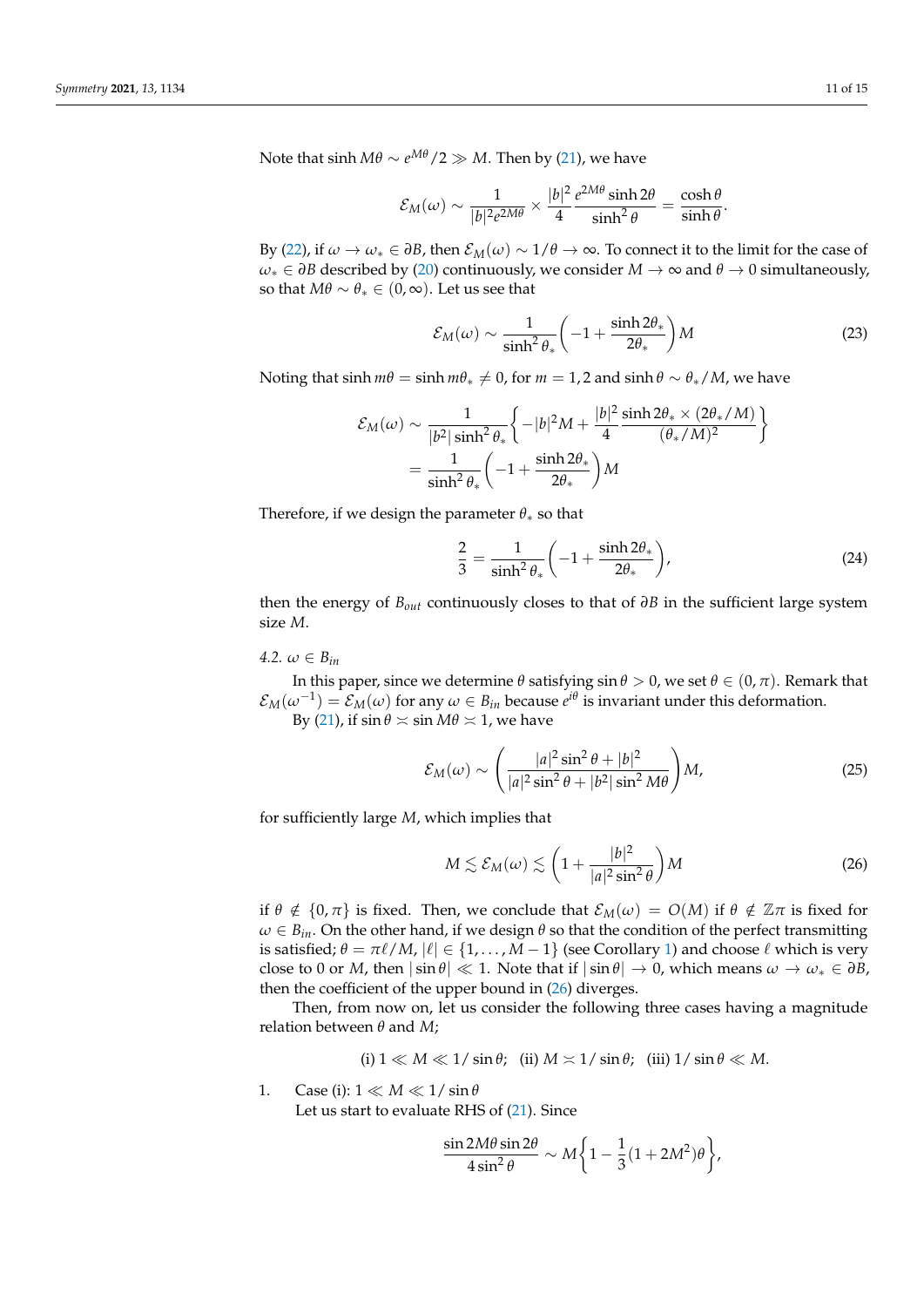Note that $\sinh M\theta \sim e^{M\theta}/2 \gg M$. Then by (21), we have

$$\mathcal{E}_M(\omega) \sim \frac{1}{|b|^2 e^{2M\theta}} \times \frac{|b|^2}{4} \frac{e^{2M\theta} \sinh 2\theta}{\sinh^2 \theta} = \frac{\cosh \theta}{\sinh \theta}.$$

By (22), if $\omega \to \omega_* \in \partial B$, then $\mathcal{E}_M(\omega) \sim 1/\theta \to \infty$. To connect it to the limit for the case of $\omega_* \in \partial B$ described by (20) continuously, we consider $M \to \infty$ and $\theta \to 0$ simultaneously, so that $M\theta \sim \theta_* \in (0, \infty)$. Let us see that

$$\mathcal{E}_M(\omega) \sim \frac{1}{\sinh^2 \theta_*} \left( -1 + \frac{\sinh 2\theta_*}{2\theta_*} \right) M \tag{23}$$

Noting that $\sinh m\theta = \sinh m\theta_* \neq 0$, for $m = 1, 2$ and $\sinh \theta \sim \theta_*/M$, we have

$$\begin{aligned}
\mathcal{E}_M(\omega) &\sim \frac{1}{|b^2| \sinh^2 \theta_*} \left\{ -|b|^2 M + \frac{|b|^2}{4} \frac{\sinh 2\theta_* \times (2\theta_*/M)}{(\theta_*/M)^2} \right\} \\
&= \frac{1}{\sinh^2 \theta_*} \left( -1 + \frac{\sinh 2\theta_*}{2\theta_*} \right) M
\end{aligned}$$

Therefore, if we design the parameter $\theta_*$ so that

$$\frac{2}{3} = \frac{1}{\sinh^2 \theta_*} \left( -1 + \frac{\sinh 2\theta_*}{2\theta_*} \right), \tag{24}$$

then the energy of $B_{out}$ continuously closes to that of $\partial B$ in the sufficient large system size $M$.

### 4.2. $\omega \in B_{in}$

In this paper, since we determine $\theta$ satisfying $\sin \theta > 0$, we set $\theta \in (0, \pi)$. Remark that $\mathcal{E}_M(\omega^{-1}) = \mathcal{E}_M(\omega)$ for any $\omega \in B_{in}$ because $e^{i\theta}$ is invariant under this deformation.

By (21), if $\sin \theta \asymp \sin M\theta \asymp 1$, we have

$$\mathcal{E}_M(\omega) \sim \left( \frac{|a|^2 \sin^2 \theta + |b|^2}{|a|^2 \sin^2 \theta + |b^2| \sin^2 M\theta} \right) M, \tag{25}$$

for sufficiently large $M$, which implies that

$$M \lesssim \mathcal{E}_M(\omega) \lesssim \left( 1 + \frac{|b|^2}{|a|^2 \sin^2 \theta} \right) M \tag{26}$$

if $\theta \notin \{0, \pi\}$ is fixed. Then, we conclude that $\mathcal{E}_M(\omega) = O(M)$ if $\theta \notin \mathbb{Z}\pi$ is fixed for $\omega \in B_{in}$. On the other hand, if we design $\theta$ so that the condition of the perfect transmitting is satisfied; $\theta = \pi\ell/M$, $|\ell| \in \{1, \ldots, M-1\}$ (see Corollary 1) and choose $\ell$ which is very close to 0 or $M$, then $|\sin \theta| \ll 1$. Note that if $|\sin \theta| \to 0$, which means $\omega \to \omega_* \in \partial B$, then the coefficient of the upper bound in (26) diverges.

Then, from now on, let us consider the following three cases having a magnitude relation between $\theta$ and $M$;

$$\text{(i) } 1 \ll M \ll 1/\sin \theta; \quad \text{(ii) } M \asymp 1/\sin \theta; \quad \text{(iii) } 1/\sin \theta \ll M.$$

1. Case (i): $1 \ll M \ll 1/\sin \theta$

   Let us start to evaluate RHS of (21). Since

$$\frac{\sin 2M\theta \sin 2\theta}{4 \sin^2 \theta} \sim M \left\{ 1 - \frac{1}{3}(1 + 2M^2)\theta \right\},$$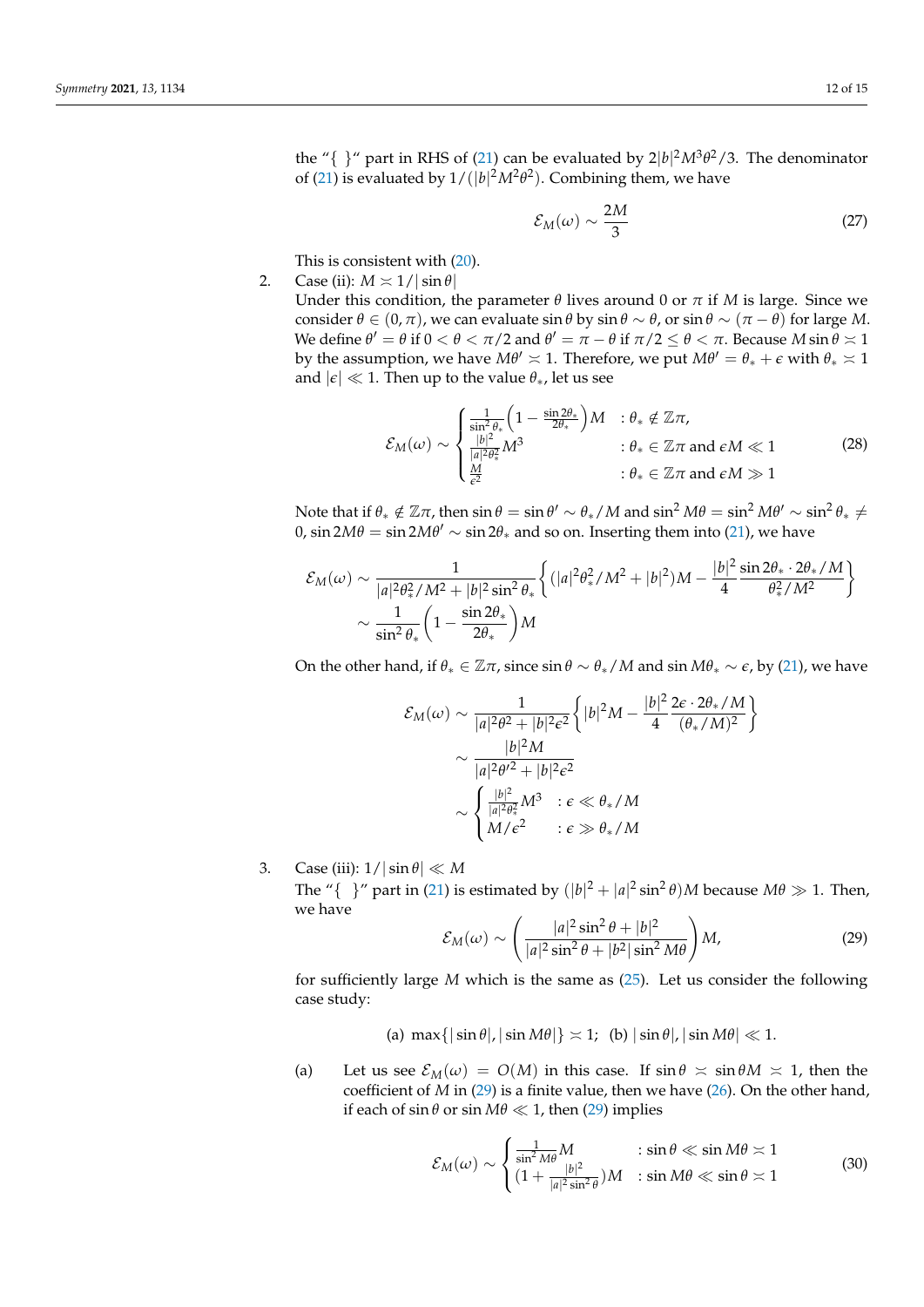the "{ }" part in RHS of (21) can be evaluated by $2|b|^2M^3\theta^2/3$. The denominator of (21) is evaluated by $1/(|b|^2M^2\theta^2)$. Combining them, we have

$$\mathcal{E}_M(\omega) \sim \frac{2M}{3} \tag{27}$$

This is consistent with (20).

2. Case (ii): $M \asymp 1/|\sin\theta|$

   Under this condition, the parameter $\theta$ lives around 0 or $\pi$ if $M$ is large. Since we consider $\theta \in (0, \pi)$, we can evaluate $\sin\theta$ by $\sin\theta \sim \theta$, or $\sin\theta \sim (\pi - \theta)$ for large $M$. We define $\theta' = \theta$ if $0 < \theta < \pi/2$ and $\theta' = \pi - \theta$ if $\pi/2 \le \theta < \pi$. Because $M \sin\theta \asymp 1$ by the assumption, we have $M\theta' \asymp 1$. Therefore, we put $M\theta' = \theta_* + \epsilon$ with $\theta_* \asymp 1$ and $|\epsilon| \ll 1$. Then up to the value $\theta_*$, let us see

$$\mathcal{E}_M(\omega) \sim \begin{cases} \frac{1}{\sin^2\theta_*}\left(1 - \frac{\sin 2\theta_*}{2\theta_*}\right)M & : \theta_* \notin \mathbb{Z}\pi, \\ \frac{|b|^2}{|a|^2\theta_*^2}M^3 & : \theta_* \in \mathbb{Z}\pi \text{ and } \epsilon M \ll 1 \\ \frac{M}{\epsilon^2} & : \theta_* \in \mathbb{Z}\pi \text{ and } \epsilon M \gg 1 \end{cases} \tag{28}$$

   Note that if $\theta_* \notin \mathbb{Z}\pi$, then $\sin\theta = \sin\theta' \sim \theta_*/M$ and $\sin^2 M\theta = \sin^2 M\theta' \sim \sin^2\theta_* \neq 0$, $\sin 2M\theta = \sin 2M\theta' \sim \sin 2\theta_*$ and so on. Inserting them into (21), we have

$$\begin{aligned}\mathcal{E}_M(\omega) &\sim \frac{1}{|a|^2\theta_*^2/M^2 + |b|^2\sin^2\theta_*}\left\{(|a|^2\theta_*^2/M^2 + |b|^2)M - \frac{|b|^2}{4}\frac{\sin 2\theta_* \cdot 2\theta_*/M}{\theta_*^2/M^2}\right\} \\ &\sim \frac{1}{\sin^2\theta_*}\left(1 - \frac{\sin 2\theta_*}{2\theta_*}\right)M\end{aligned}$$

   On the other hand, if $\theta_* \in \mathbb{Z}\pi$, since $\sin\theta \sim \theta_*/M$ and $\sin M\theta_* \sim \epsilon$, by (21), we have

$$\begin{aligned}\mathcal{E}_M(\omega) &\sim \frac{1}{|a|^2\theta^2 + |b|^2\epsilon^2}\left\{|b|^2M - \frac{|b|^2}{4}\frac{2\epsilon \cdot 2\theta_*/M}{(\theta_*/M)^2}\right\} \\ &\sim \frac{|b|^2M}{|a|^2\theta'^2 + |b|^2\epsilon^2} \\ &\sim \begin{cases} \frac{|b|^2}{|a|^2\theta_*^2}M^3 & : \epsilon \ll \theta_*/M \\ M/\epsilon^2 & : \epsilon \gg \theta_*/M \end{cases}\end{aligned}$$

3. Case (iii): $1/|\sin\theta| \ll M$

   The "{ }" part in (21) is estimated by $(|b|^2 + |a|^2\sin^2\theta)M$ because $M\theta \gg 1$. Then, we have

$$\mathcal{E}_M(\omega) \sim \left(\frac{|a|^2\sin^2\theta + |b|^2}{|a|^2\sin^2\theta + |b^2|\sin^2 M\theta}\right)M, \tag{29}$$

   for sufficiently large $M$ which is the same as (25). Let us consider the following case study:

   (a) $\max\{|\sin\theta|, |\sin M\theta|\} \asymp 1$; (b) $|\sin\theta|, |\sin M\theta| \ll 1$.

   (a) Let us see $\mathcal{E}_M(\omega) = O(M)$ in this case. If $\sin\theta \asymp \sin\theta M \asymp 1$, then the coefficient of $M$ in (29) is a finite value, then we have (26). On the other hand, if each of $\sin\theta$ or $\sin M\theta \ll 1$, then (29) implies

$$\mathcal{E}_M(\omega) \sim \begin{cases} \frac{1}{\sin^2 M\theta}M & : \sin\theta \ll \sin M\theta \asymp 1 \\ (1 + \frac{|b|^2}{|a|^2\sin^2\theta})M & : \sin M\theta \ll \sin\theta \asymp 1 \end{cases} \tag{30}$$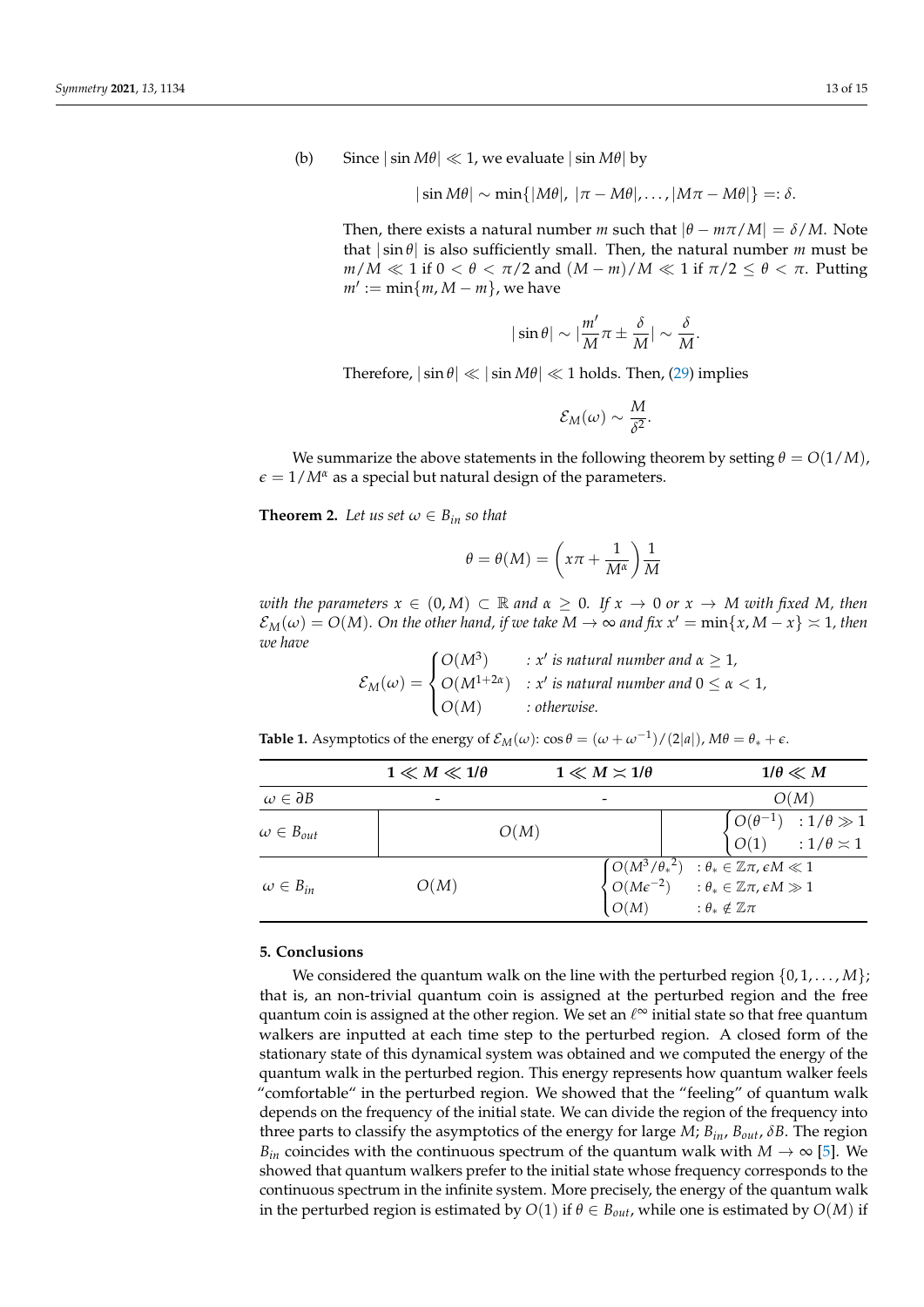(b) Since $|\sin M\theta| \ll 1$, we evaluate $|\sin M\theta|$ by

$$|\sin M\theta| \sim \min\{|M\theta|,\ |\pi - M\theta|, \dots, |M\pi - M\theta|\} =: \delta.$$

Then, there exists a natural number $m$ such that $|\theta - m\pi/M| = \delta/M$. Note that $|\sin\theta|$ is also sufficiently small. Then, the natural number $m$ must be $m/M \ll 1$ if $0 < \theta < \pi/2$ and $(M-m)/M \ll 1$ if $\pi/2 \le \theta < \pi$. Putting $m' := \min\{m, M-m\}$, we have

$$|\sin\theta| \sim |\frac{m'}{M}\pi \pm \frac{\delta}{M}| \sim \frac{\delta}{M}.$$

Therefore, $|\sin\theta| \ll |\sin M\theta| \ll 1$ holds. Then, (29) implies

$$\mathcal{E}_M(\omega) \sim \frac{M}{\delta^2}.$$

We summarize the above statements in the following theorem by setting $\theta = O(1/M)$, $\epsilon = 1/M^\alpha$ as a special but natural design of the parameters.

**Theorem 2.** *Let us set $\omega \in B_{in}$ so that*

$$\theta = \theta(M) = \left(x\pi + \frac{1}{M^\alpha}\right)\frac{1}{M}$$

*with the parameters $x \in (0, M) \subset \mathbb{R}$ and $\alpha \ge 0$. If $x \to 0$ or $x \to M$ with fixed $M$, then $\mathcal{E}_M(\omega) = O(M)$. On the other hand, if we take $M \to \infty$ and fix $x' = \min\{x, M-x\} \asymp 1$, then we have*

$$\mathcal{E}_M(\omega) = \begin{cases} O(M^3) & : x' \text{ is natural number and } \alpha \ge 1, \\ O(M^{1+2\alpha}) & : x' \text{ is natural number and } 0 \le \alpha < 1, \\ O(M) & : \text{otherwise.} \end{cases}$$

**Table 1.** Asymptotics of the energy of $\mathcal{E}_M(\omega)$: $\cos\theta = (\omega + \omega^{-1})/(2|a|)$, $M\theta = \theta_* + \epsilon$.

| | $1 \ll M \ll 1/\theta$ | $1 \ll M \asymp 1/\theta$ | $1/\theta \ll M$ |
|---|---|---|---|
| $\omega \in \partial B$ | - | - | $O(M)$ |
| $\omega \in B_{out}$ | $O(M)$ | | $\begin{cases} O(\theta^{-1}) & : 1/\theta \gg 1 \\ O(1) & : 1/\theta \asymp 1 \end{cases}$ |
| $\omega \in B_{in}$ | $O(M)$ | | $\begin{cases} O(M^3/\theta_*^2) & : \theta_* \in \mathbb{Z}\pi, \epsilon M \ll 1 \\ O(M\epsilon^{-2}) & : \theta_* \in \mathbb{Z}\pi, \epsilon M \gg 1 \\ O(M) & : \theta_* \notin \mathbb{Z}\pi \end{cases}$ |

## 5. Conclusions

We considered the quantum walk on the line with the perturbed region $\{0, 1, \dots, M\}$; that is, an non-trivial quantum coin is assigned at the perturbed region and the free quantum coin is assigned at the other region. We set an $\ell^\infty$ initial state so that free quantum walkers are inputted at each time step to the perturbed region. A closed form of the stationary state of this dynamical system was obtained and we computed the energy of the quantum walk in the perturbed region. This energy represents how quantum walker feels "comfortable" in the perturbed region. We showed that the "feeling" of quantum walk depends on the frequency of the initial state. We can divide the region of the frequency into three parts to classify the asymptotics of the energy for large $M$; $B_{in}$, $B_{out}$, $\delta B$. The region $B_{in}$ coincides with the continuous spectrum of the quantum walk with $M \to \infty$ [5]. We showed that quantum walkers prefer to the initial state whose frequency corresponds to the continuous spectrum in the infinite system. More precisely, the energy of the quantum walk in the perturbed region is estimated by $O(1)$ if $\theta \in B_{out}$, while one is estimated by $O(M)$ if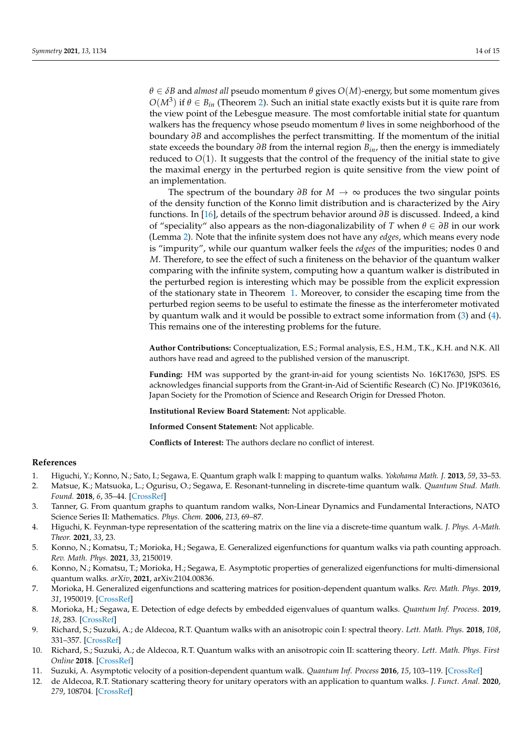$\theta \in \delta B$ and *almost all* pseudo momentum $\theta$ gives $O(M)$-energy, but some momentum gives $O(M^3)$ if $\theta \in B_{in}$ (Theorem 2). Such an initial state exactly exists but it is quite rare from the view point of the Lebesgue measure. The most comfortable initial state for quantum walkers has the frequency whose pseudo momentum $\theta$ lives in some neighborhood of the boundary $\partial B$ and accomplishes the perfect transmitting. If the momentum of the initial state exceeds the boundary $\partial B$ from the internal region $B_{in}$, then the energy is immediately reduced to $O(1)$. It suggests that the control of the frequency of the initial state to give the maximal energy in the perturbed region is quite sensitive from the view point of an implementation.

The spectrum of the boundary $\partial B$ for $M \to \infty$ produces the two singular points of the density function of the Konno limit distribution and is characterized by the Airy functions. In [16], details of the spectrum behavior around $\partial B$ is discussed. Indeed, a kind of "speciality" also appears as the non-diagonalizability of $T$ when $\theta \in \partial B$ in our work (Lemma 2). Note that the infinite system does not have any *edges*, which means every node is "impurity", while our quantum walker feels the *edges* of the impurities; nodes 0 and $M$. Therefore, to see the effect of such a finiteness on the behavior of the quantum walker comparing with the infinite system, computing how a quantum walker is distributed in the perturbed region is interesting which may be possible from the explicit expression of the stationary state in Theorem 1. Moreover, to consider the escaping time from the perturbed region seems to be useful to estimate the finesse as the interferometer motivated by quantum walk and it would be possible to extract some information from (3) and (4). This remains one of the interesting problems for the future.

**Author Contributions:** Conceptualization, E.S.; Formal analysis, E.S., H.M., T.K., K.H. and N.K. All authors have read and agreed to the published version of the manuscript.

**Funding:** HM was supported by the grant-in-aid for young scientists No. 16K17630, JSPS. ES acknowledges financial supports from the Grant-in-Aid of Scientific Research (C) No. JP19K03616, Japan Society for the Promotion of Science and Research Origin for Dressed Photon.

**Institutional Review Board Statement:** Not applicable.

**Informed Consent Statement:** Not applicable.

**Conflicts of Interest:** The authors declare no conflict of interest.

## References

1. Higuchi, Y.; Konno, N.; Sato, I.; Segawa, E. Quantum graph walk I: mapping to quantum walks. *Yokohama Math. J.* **2013**, *59*, 33–53.
2. Matsue, K.; Matsuoka, L.; Ogurisu, O.; Segawa, E. Resonant-tunneling in discrete-time quantum walk. *Quantum Stud. Math. Found.* **2018**, *6*, 35–44. [CrossRef]
3. Tanner, G. From quantum graphs to quantum random walks, Non-Linear Dynamics and Fundamental Interactions, NATO Science Series II: Mathematics. *Phys. Chem.* **2006**, *213*, 69–87.
4. Higuchi, K. Feynman-type representation of the scattering matrix on the line via a discrete-time quantum walk. *J. Phys. A-Math. Theor.* **2021**, *33*, 23.
5. Konno, N.; Komatsu, T.; Morioka, H.; Segawa, E. Generalized eigenfunctions for quantum walks via path counting approach. *Rev. Math. Phys.* **2021**, *33*, 2150019.
6. Konno, N.; Komatsu, T.; Morioka, H.; Segawa, E. Asymptotic properties of generalized eigenfunctions for multi-dimensional quantum walks. *arXiv*, **2021**, arXiv.2104.00836.
7. Morioka, H. Generalized eigenfunctions and scattering matrices for position-dependent quantum walks. *Rev. Math. Phys.* **2019**, *31*, 1950019. [CrossRef]
8. Morioka, H.; Segawa, E. Detection of edge defects by embedded eigenvalues of quantum walks. *Quantum Inf. Process.* **2019**, *18*, 283. [CrossRef]
9. Richard, S.; Suzuki, A.; de Aldecoa, R.T. Quantum walks with an anisotropic coin I: spectral theory. *Lett. Math. Phys.* **2018**, *108*, 331–357. [CrossRef]
10. Richard, S.; Suzuki, A.; de Aldecoa, R.T. Quantum walks with an anisotropic coin II: scattering theory. *Lett. Math. Phys. First Online* **2018**. [CrossRef]
11. Suzuki, A. Asymptotic velocity of a position-dependent quantum walk. *Quantum Inf. Process* **2016**, *15*, 103–119. [CrossRef]
12. de Aldecoa, R.T. Stationary scattering theory for unitary operators with an application to quantum walks. *J. Funct. Anal.* **2020**, *279*, 108704. [CrossRef]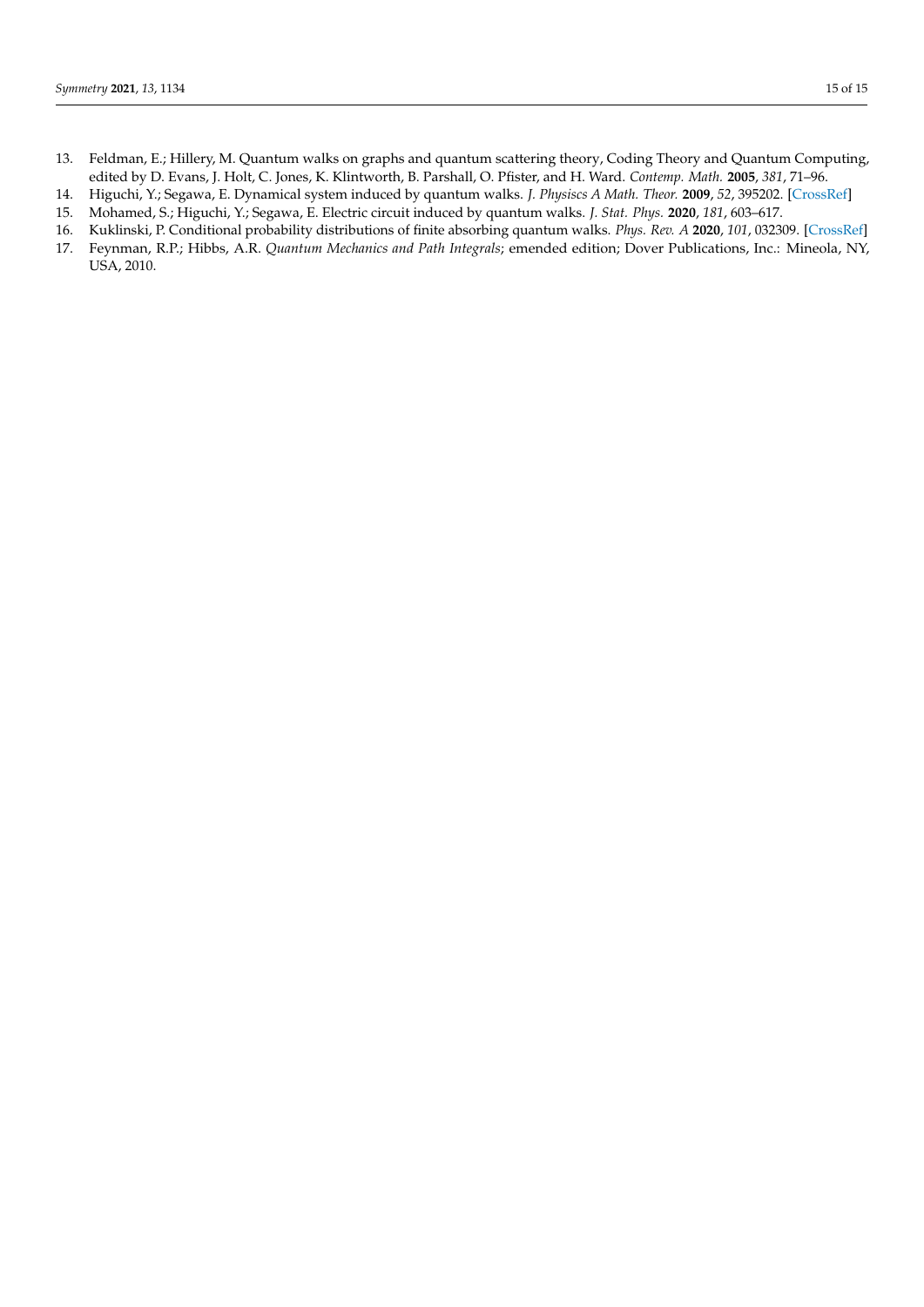13. Feldman, E.; Hillery, M. Quantum walks on graphs and quantum scattering theory, Coding Theory and Quantum Computing, edited by D. Evans, J. Holt, C. Jones, K. Klintworth, B. Parshall, O. Pfister, and H. Ward. *Contemp. Math.* **2005**, *381*, 71–96.
14. Higuchi, Y.; Segawa, E. Dynamical system induced by quantum walks. *J. Physiscs A Math. Theor.* **2009**, *52*, 395202. [CrossRef]
15. Mohamed, S.; Higuchi, Y.; Segawa, E. Electric circuit induced by quantum walks. *J. Stat. Phys.* **2020**, *181*, 603–617.
16. Kuklinski, P. Conditional probability distributions of finite absorbing quantum walks. *Phys. Rev. A* **2020**, *101*, 032309. [CrossRef]
17. Feynman, R.P.; Hibbs, A.R. *Quantum Mechanics and Path Integrals*; emended edition; Dover Publications, Inc.: Mineola, NY, USA, 2010.